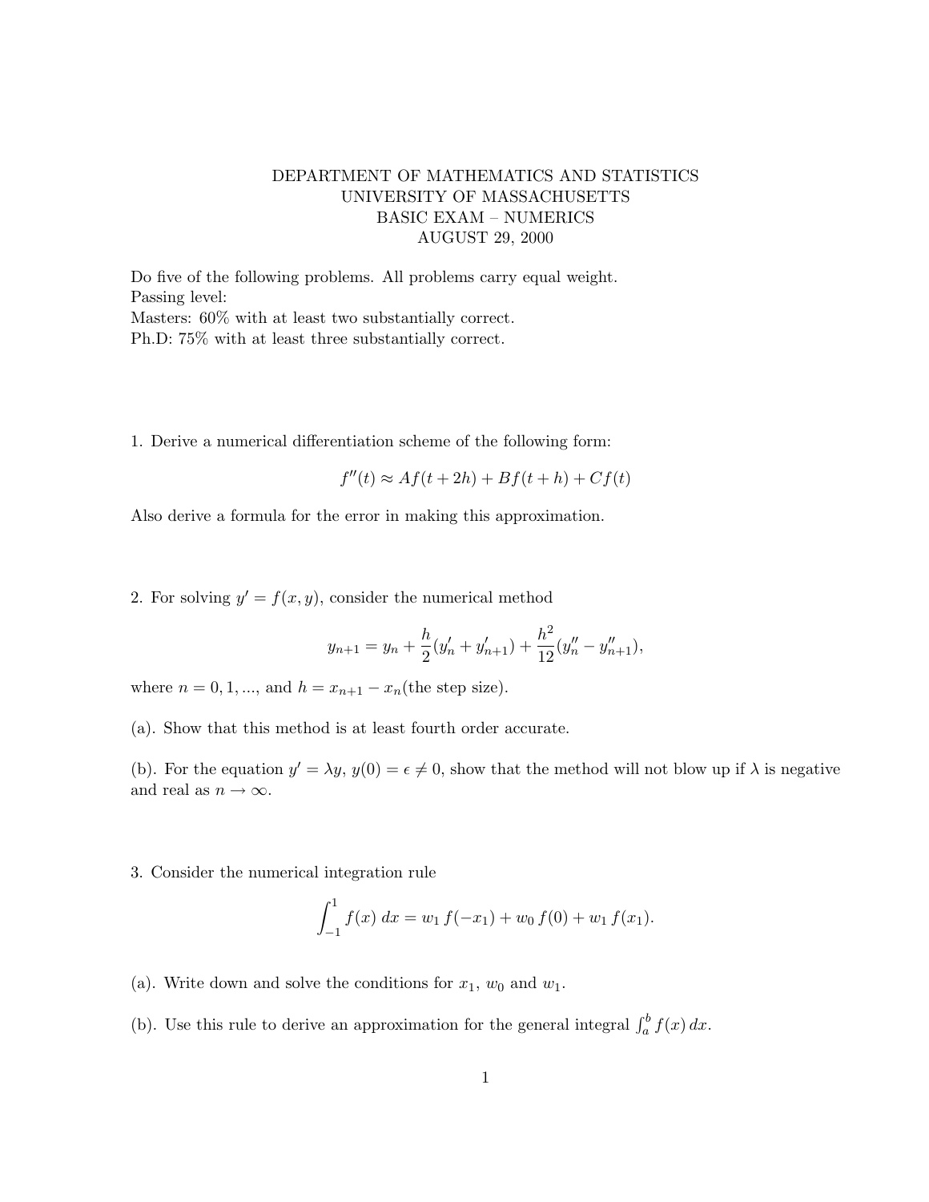DEPARTMENT OF MATHEMATICS AND STATISTICS
UNIVERSITY OF MASSACHUSETTS
BASIC EXAM – NUMERICS
AUGUST 29, 2000

Do five of the following problems. All problems carry equal weight.
Passing level:
Masters: 60% with at least two substantially correct.
Ph.D: 75% with at least three substantially correct.

1. Derive a numerical differentiation scheme of the following form:

$$f''(t) \approx Af(t+2h) + Bf(t+h) + Cf(t)$$

Also derive a formula for the error in making this approximation.

2. For solving $y' = f(x, y)$, consider the numerical method

$$y_{n+1} = y_n + \frac{h}{2}(y'_n + y'_{n+1}) + \frac{h^2}{12}(y''_n - y''_{n+1}),$$

where $n = 0, 1, ...,$ and $h = x_{n+1} - x_n$(the step size).

(a). Show that this method is at least fourth order accurate.

(b). For the equation $y' = \lambda y$, $y(0) = \epsilon \neq 0$, show that the method will not blow up if $\lambda$ is negative and real as $n \to \infty$.

3. Consider the numerical integration rule

$$\int_{-1}^{1} f(x)\, dx = w_1\, f(-x_1) + w_0\, f(0) + w_1\, f(x_1).$$

(a). Write down and solve the conditions for $x_1$, $w_0$ and $w_1$.

(b). Use this rule to derive an approximation for the general integral $\int_a^b f(x)\, dx$.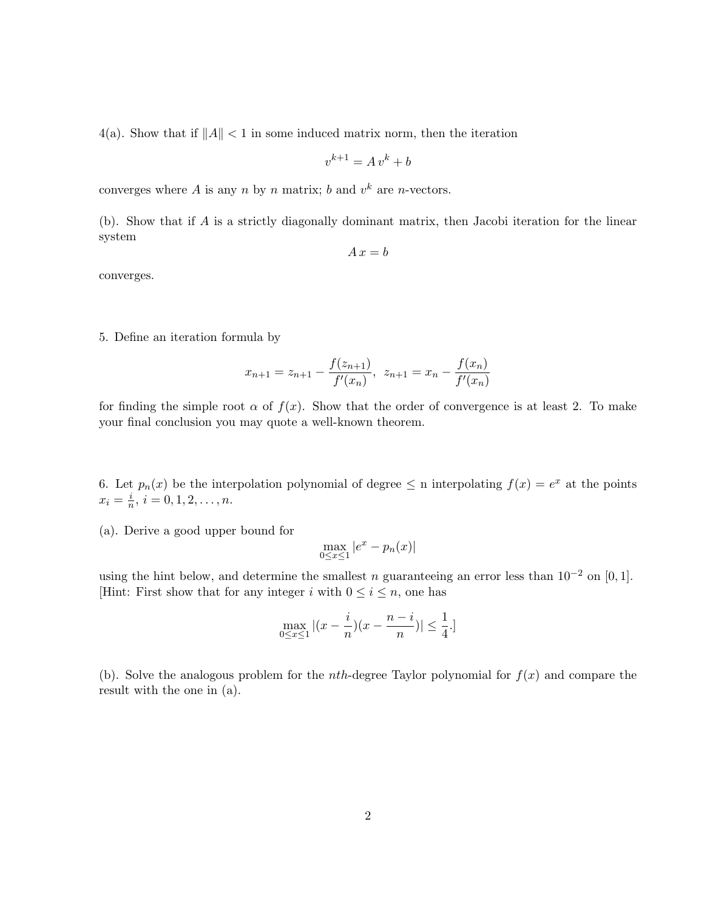4(a). Show that if $\|A\| < 1$ in some induced matrix norm, then the iteration

$$v^{k+1} = A\,v^k + b$$

converges where $A$ is any $n$ by $n$ matrix; $b$ and $v^k$ are $n$-vectors.

(b). Show that if $A$ is a strictly diagonally dominant matrix, then Jacobi iteration for the linear system

$$A\,x = b$$

converges.

5. Define an iteration formula by

$$x_{n+1} = z_{n+1} - \frac{f(z_{n+1})}{f'(x_n)}, \;\; z_{n+1} = x_n - \frac{f(x_n)}{f'(x_n)}$$

for finding the simple root $\alpha$ of $f(x)$. Show that the order of convergence is at least 2. To make your final conclusion you may quote a well-known theorem.

6. Let $p_n(x)$ be the interpolation polynomial of degree $\leq$ n interpolating $f(x) = e^x$ at the points $x_i = \frac{i}{n}$, $i = 0, 1, 2, \ldots, n$.

(a). Derive a good upper bound for

$$\max_{0 \leq x \leq 1} |e^x - p_n(x)|$$

using the hint below, and determine the smallest $n$ guaranteeing an error less than $10^{-2}$ on $[0, 1]$. [Hint: First show that for any integer $i$ with $0 \leq i \leq n$, one has

$$\max_{0 \leq x \leq 1} |(x - \frac{i}{n})(x - \frac{n-i}{n})| \leq \frac{1}{4}.]$$

(b). Solve the analogous problem for the $nth$-degree Taylor polynomial for $f(x)$ and compare the result with the one in (a).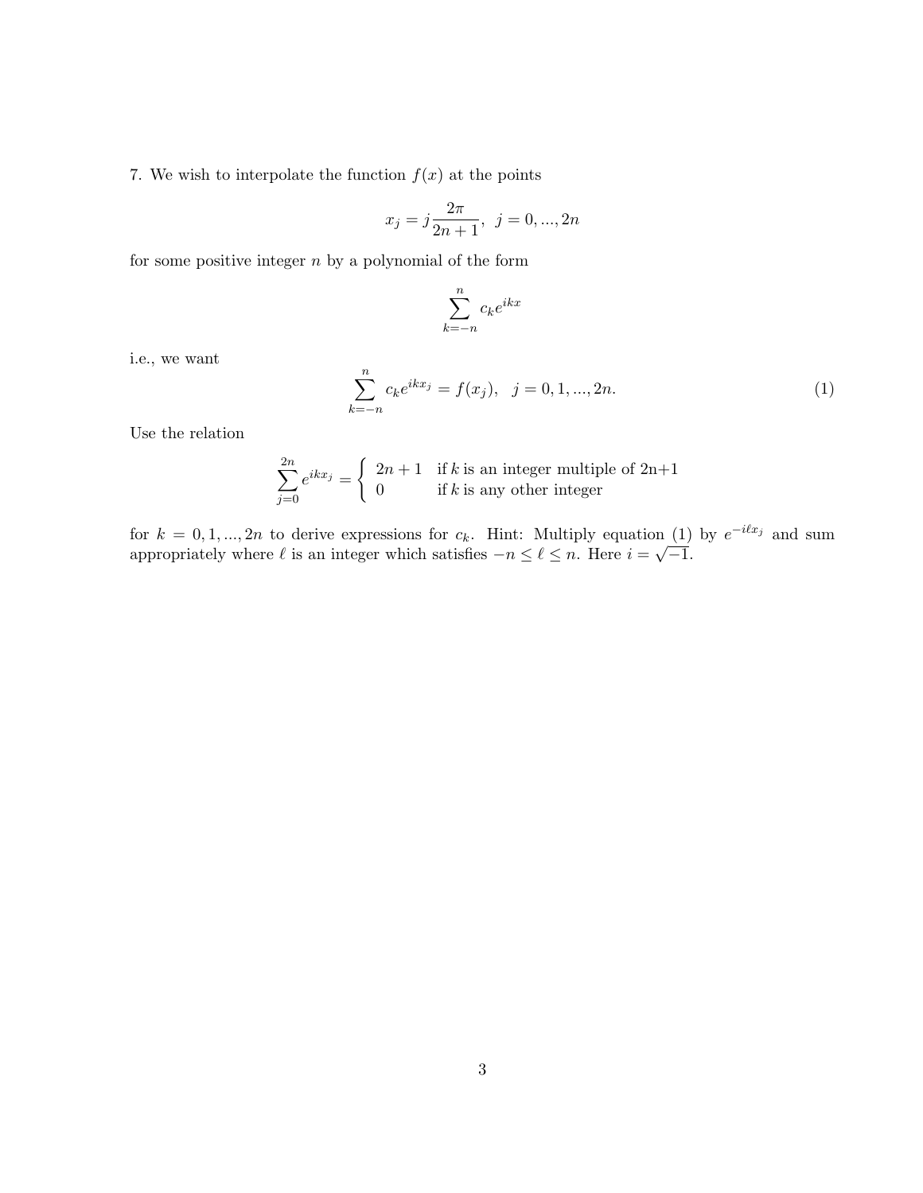7. We wish to interpolate the function $f(x)$ at the points

$$x_j = j\frac{2\pi}{2n+1}, \ \ j = 0, ..., 2n$$

for some positive integer $n$ by a polynomial of the form

$$\sum_{k=-n}^{n} c_k e^{ikx}$$

i.e., we want

$$\sum_{k=-n}^{n} c_k e^{ikx_j} = f(x_j), \quad j = 0, 1, ..., 2n. \tag{1}$$

Use the relation

$$\sum_{j=0}^{2n} e^{ikx_j} = \begin{cases} 2n+1 & \text{if } k \text{ is an integer multiple of 2n+1} \\ 0 & \text{if } k \text{ is any other integer} \end{cases}$$

for $k = 0, 1, ..., 2n$ to derive expressions for $c_k$. Hint: Multiply equation (1) by $e^{-i\ell x_j}$ and sum appropriately where $\ell$ is an integer which satisfies $-n \leq \ell \leq n$. Here $i = \sqrt{-1}$.